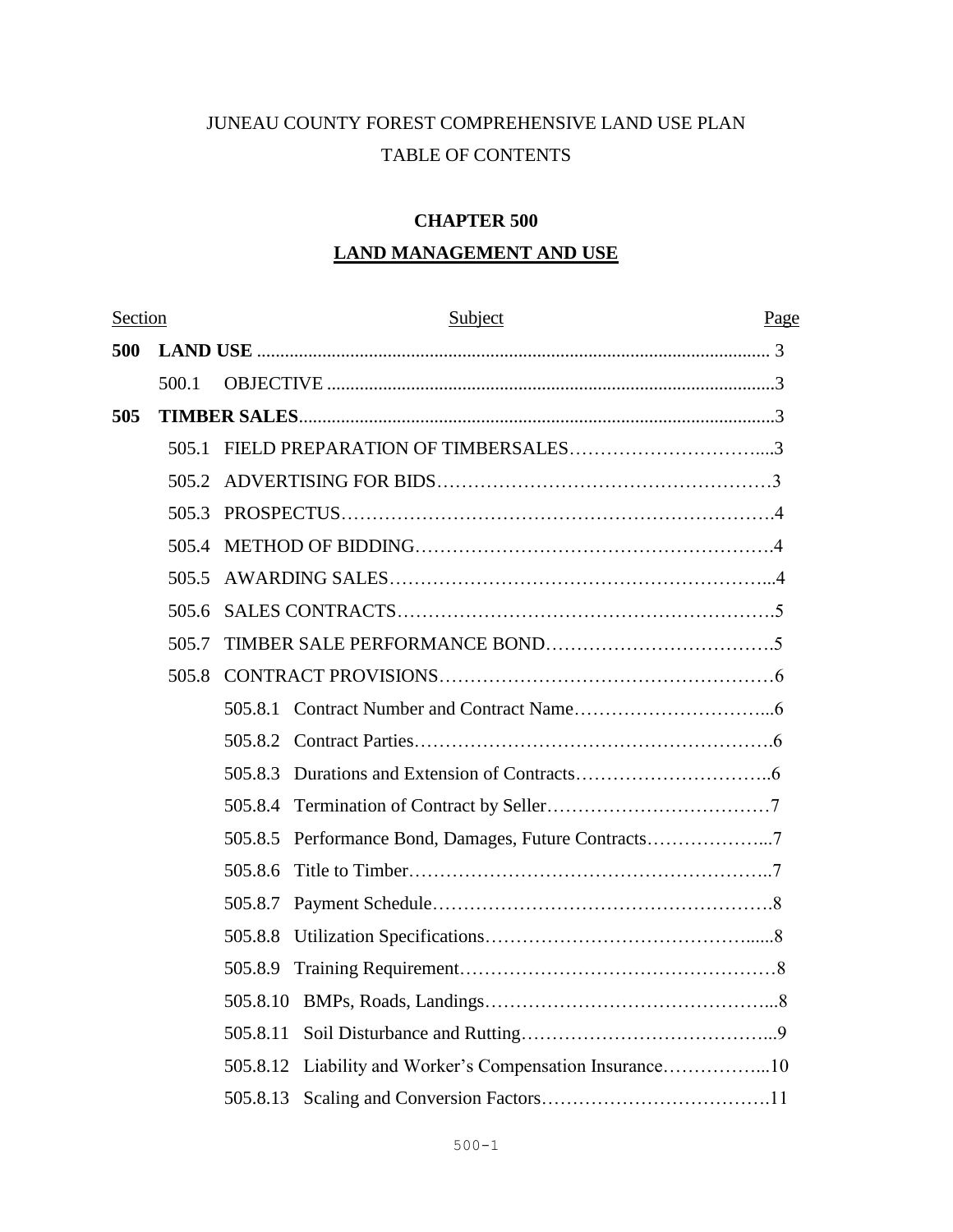JUNEAU COUNTY FOREST COMPREHENSIVE LAND USE PLAN

TABLE OF CONTENTS

# CHAPTER 500

## LAND MANAGEMENT AND USE

| Section | | Subject | Page |
|---|---|---|---|
| **500** | | **LAND USE** | 3 |
| | 500.1 | OBJECTIVE | 3 |
| **505** | | **TIMBER SALES** | 3 |
| | 505.1 | FIELD PREPARATION OF TIMBERSALES | 3 |
| | 505.2 | ADVERTISING FOR BIDS | 3 |
| | 505.3 | PROSPECTUS | 4 |
| | 505.4 | METHOD OF BIDDING | 4 |
| | 505.5 | AWARDING SALES | 4 |
| | 505.6 | SALES CONTRACTS | 5 |
| | 505.7 | TIMBER SALE PERFORMANCE BOND | 5 |
| | 505.8 | CONTRACT PROVISIONS | 6 |
| | 505.8.1 | Contract Number and Contract Name | 6 |
| | 505.8.2 | Contract Parties | 6 |
| | 505.8.3 | Durations and Extension of Contracts | 6 |
| | 505.8.4 | Termination of Contract by Seller | 7 |
| | 505.8.5 | Performance Bond, Damages, Future Contracts | 7 |
| | 505.8.6 | Title to Timber | 7 |
| | 505.8.7 | Payment Schedule | 8 |
| | 505.8.8 | Utilization Specifications | 8 |
| | 505.8.9 | Training Requirement | 8 |
| | 505.8.10 | BMPs, Roads, Landings | 8 |
| | 505.8.11 | Soil Disturbance and Rutting | 9 |
| | 505.8.12 | Liability and Worker's Compensation Insurance | 10 |
| | 505.8.13 | Scaling and Conversion Factors | 11 |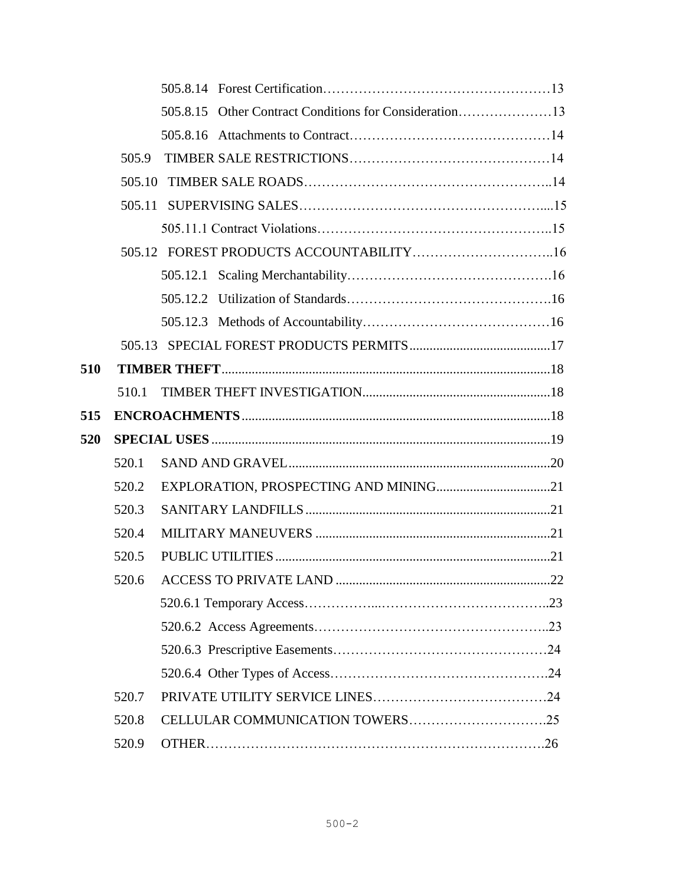505.8.14 Forest Certification……………………………………………13

505.8.15 Other Contract Conditions for Consideration…………………13

505.8.16 Attachments to Contract………………………………………14

505.9 TIMBER SALE RESTRICTIONS………………………………………14

505.10 TIMBER SALE ROADS…………………………………………………..14

505.11 SUPERVISING SALES…………………………………………………....15

505.11.1 Contract Violations……………………………………………..15

505.12 FOREST PRODUCTS ACCOUNTABILITY…………………………..16

505.12.1 Scaling Merchantability……………………………………….16

505.12.2 Utilization of Standards……………………………………….16

505.12.3 Methods of Accountability……………………………………16

505.13 SPECIAL FOREST PRODUCTS PERMITS..........................................17

**510 TIMBER THEFT**..................................................................................................18

510.1 TIMBER THEFT INVESTIGATION........................................................18

**515 ENCROACHMENTS**...........................................................................................18

**520 SPECIAL USES**....................................................................................................19

520.1 SAND AND GRAVEL..............................................................................20

520.2 EXPLORATION, PROSPECTING AND MINING..................................21

520.3 SANITARY LANDFILLS.........................................................................21

520.4 MILITARY MANEUVERS......................................................................21

520.5 PUBLIC UTILITIES..................................................................................21

520.6 ACCESS TO PRIVATE LAND................................................................22

520.6.1 Temporary Access……………...………………………………..23

520.6.2 Access Agreements……………………………………………..23

520.6.3 Prescriptive Easements…………………………………………24

520.6.4 Other Types of Access………………………………………….24

520.7 PRIVATE UTILITY SERVICE LINES…………………………………24

520.8 CELLULAR COMMUNICATION TOWERS………………………….25

520.9 OTHER…………………………………………………………………….26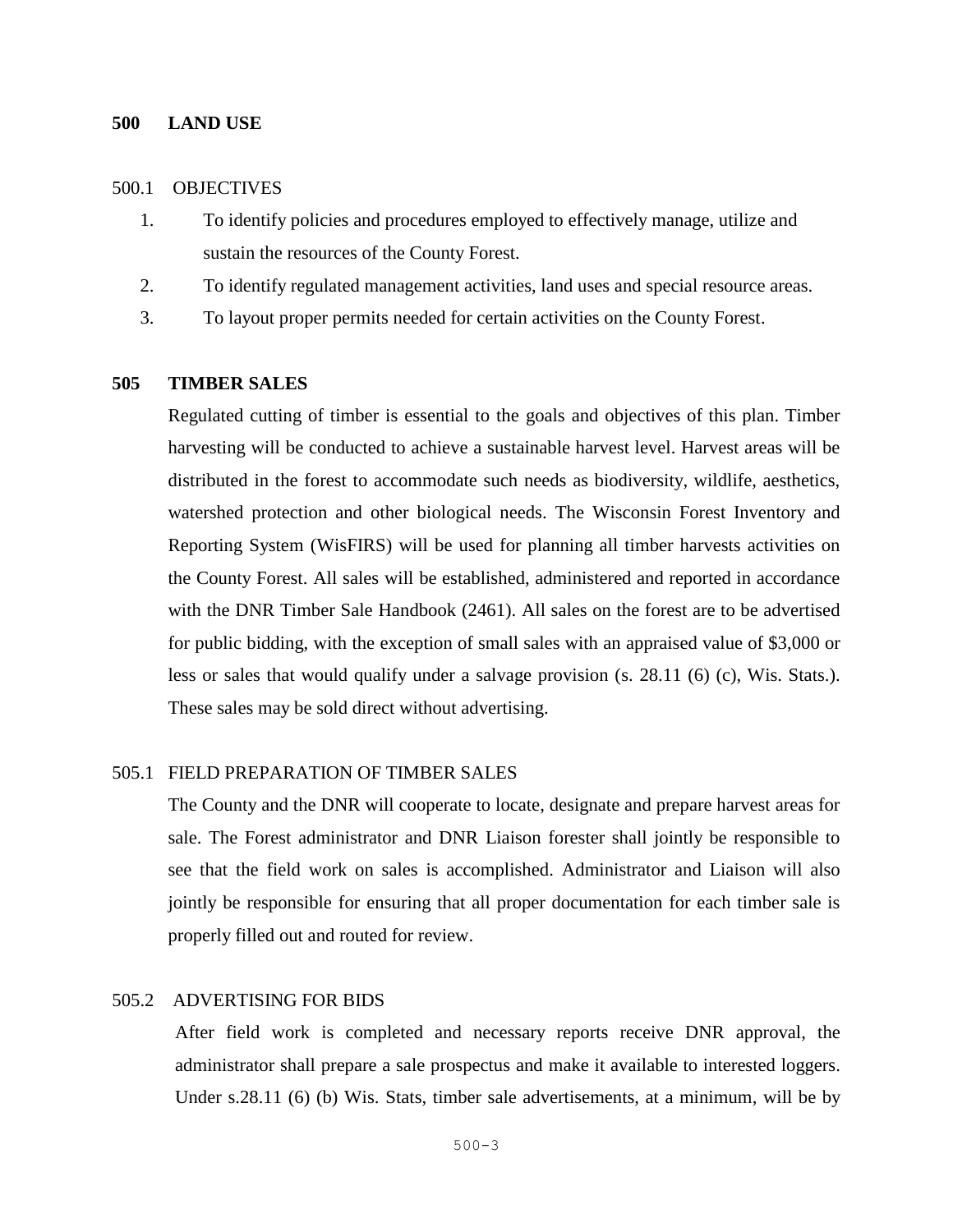# 500 LAND USE

## 500.1 OBJECTIVES

1. To identify policies and procedures employed to effectively manage, utilize and sustain the resources of the County Forest.
2. To identify regulated management activities, land uses and special resource areas.
3. To layout proper permits needed for certain activities on the County Forest.

# 505 TIMBER SALES

Regulated cutting of timber is essential to the goals and objectives of this plan. Timber harvesting will be conducted to achieve a sustainable harvest level. Harvest areas will be distributed in the forest to accommodate such needs as biodiversity, wildlife, aesthetics, watershed protection and other biological needs. The Wisconsin Forest Inventory and Reporting System (WisFIRS) will be used for planning all timber harvests activities on the County Forest. All sales will be established, administered and reported in accordance with the DNR Timber Sale Handbook (2461). All sales on the forest are to be advertised for public bidding, with the exception of small sales with an appraised value of $3,000 or less or sales that would qualify under a salvage provision (s. 28.11 (6) (c), Wis. Stats.). These sales may be sold direct without advertising.

## 505.1 FIELD PREPARATION OF TIMBER SALES

The County and the DNR will cooperate to locate, designate and prepare harvest areas for sale. The Forest administrator and DNR Liaison forester shall jointly be responsible to see that the field work on sales is accomplished. Administrator and Liaison will also jointly be responsible for ensuring that all proper documentation for each timber sale is properly filled out and routed for review.

## 505.2 ADVERTISING FOR BIDS

After field work is completed and necessary reports receive DNR approval, the administrator shall prepare a sale prospectus and make it available to interested loggers. Under s.28.11 (6) (b) Wis. Stats, timber sale advertisements, at a minimum, will be by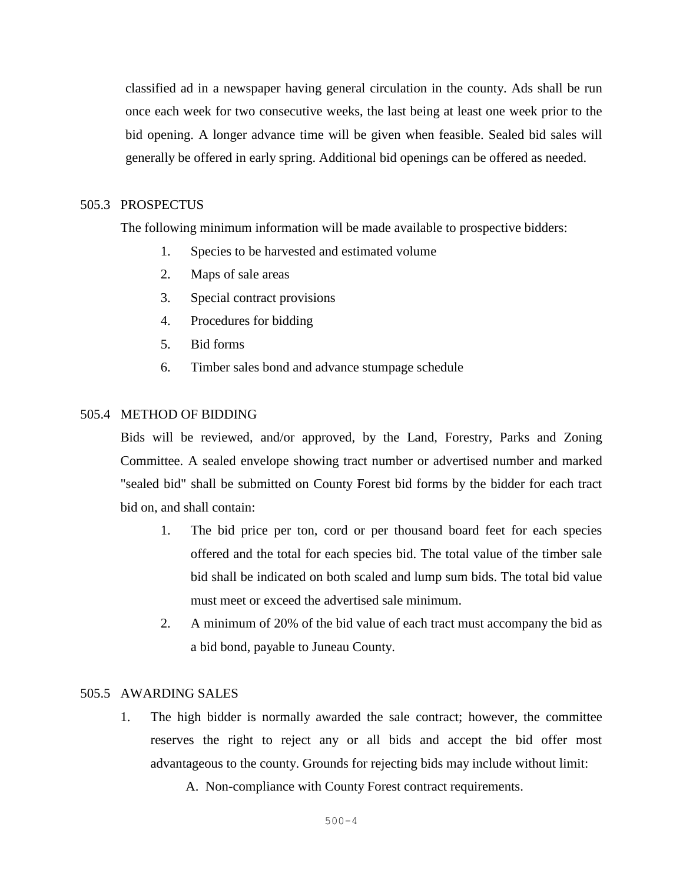classified ad in a newspaper having general circulation in the county. Ads shall be run once each week for two consecutive weeks, the last being at least one week prior to the bid opening. A longer advance time will be given when feasible. Sealed bid sales will generally be offered in early spring. Additional bid openings can be offered as needed.

## 505.3 PROSPECTUS

The following minimum information will be made available to prospective bidders:

1. Species to be harvested and estimated volume
2. Maps of sale areas
3. Special contract provisions
4. Procedures for bidding
5. Bid forms
6. Timber sales bond and advance stumpage schedule

## 505.4 METHOD OF BIDDING

Bids will be reviewed, and/or approved, by the Land, Forestry, Parks and Zoning Committee. A sealed envelope showing tract number or advertised number and marked "sealed bid" shall be submitted on County Forest bid forms by the bidder for each tract bid on, and shall contain:

1. The bid price per ton, cord or per thousand board feet for each species offered and the total for each species bid. The total value of the timber sale bid shall be indicated on both scaled and lump sum bids. The total bid value must meet or exceed the advertised sale minimum.
2. A minimum of 20% of the bid value of each tract must accompany the bid as a bid bond, payable to Juneau County.

## 505.5 AWARDING SALES

1. The high bidder is normally awarded the sale contract; however, the committee reserves the right to reject any or all bids and accept the bid offer most advantageous to the county. Grounds for rejecting bids may include without limit:
   A. Non-compliance with County Forest contract requirements.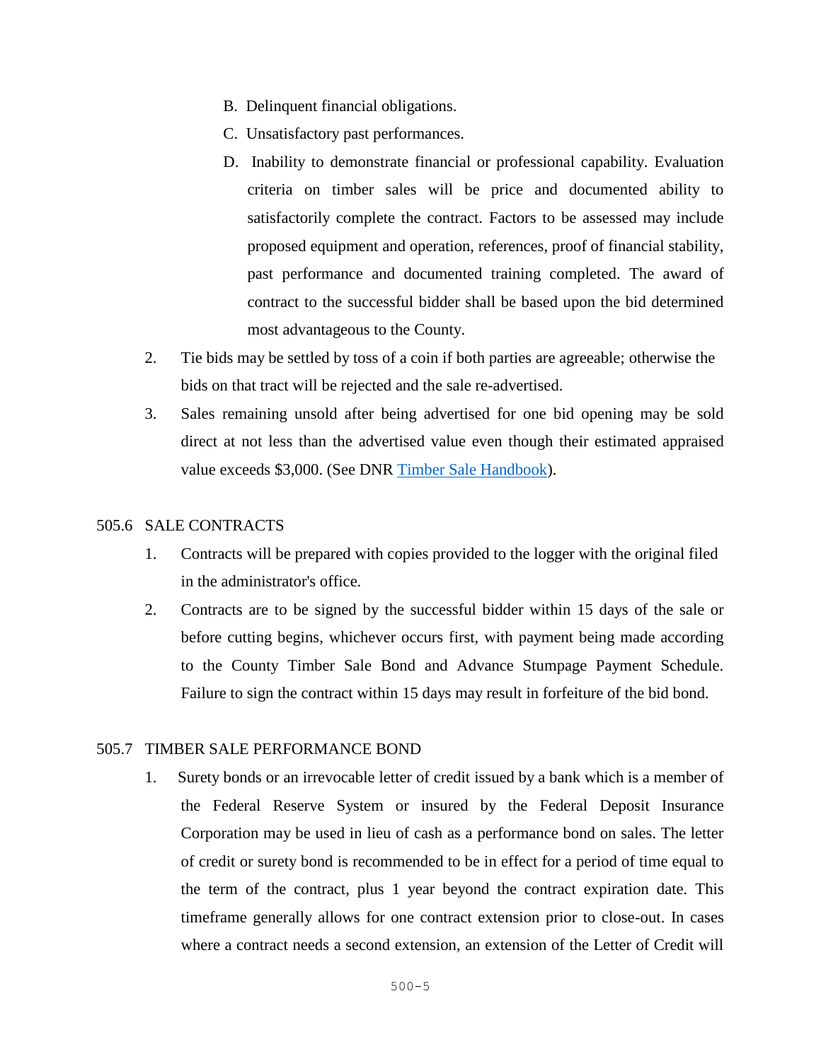B. Delinquent financial obligations.

C. Unsatisfactory past performances.

D. Inability to demonstrate financial or professional capability. Evaluation criteria on timber sales will be price and documented ability to satisfactorily complete the contract. Factors to be assessed may include proposed equipment and operation, references, proof of financial stability, past performance and documented training completed. The award of contract to the successful bidder shall be based upon the bid determined most advantageous to the County.

2. Tie bids may be settled by toss of a coin if both parties are agreeable; otherwise the bids on that tract will be rejected and the sale re-advertised.

3. Sales remaining unsold after being advertised for one bid opening may be sold direct at not less than the advertised value even though their estimated appraised value exceeds $3,000. (See DNR [Timber Sale Handbook]).

## 505.6 SALE CONTRACTS

1. Contracts will be prepared with copies provided to the logger with the original filed in the administrator's office.

2. Contracts are to be signed by the successful bidder within 15 days of the sale or before cutting begins, whichever occurs first, with payment being made according to the County Timber Sale Bond and Advance Stumpage Payment Schedule. Failure to sign the contract within 15 days may result in forfeiture of the bid bond.

## 505.7 TIMBER SALE PERFORMANCE BOND

1. Surety bonds or an irrevocable letter of credit issued by a bank which is a member of the Federal Reserve System or insured by the Federal Deposit Insurance Corporation may be used in lieu of cash as a performance bond on sales. The letter of credit or surety bond is recommended to be in effect for a period of time equal to the term of the contract, plus 1 year beyond the contract expiration date. This timeframe generally allows for one contract extension prior to close-out. In cases where a contract needs a second extension, an extension of the Letter of Credit will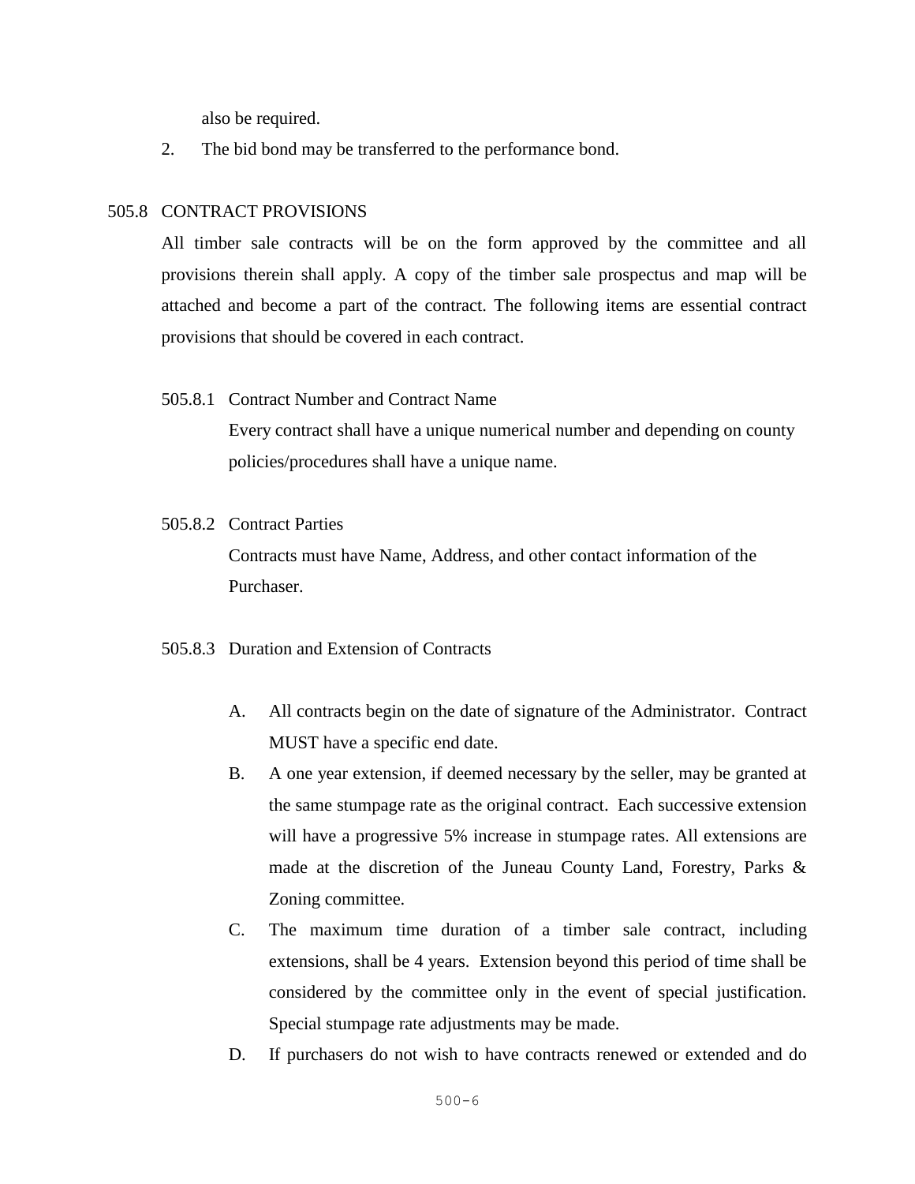also be required.

2. The bid bond may be transferred to the performance bond.

## 505.8 CONTRACT PROVISIONS

All timber sale contracts will be on the form approved by the committee and all provisions therein shall apply. A copy of the timber sale prospectus and map will be attached and become a part of the contract. The following items are essential contract provisions that should be covered in each contract.

### 505.8.1 Contract Number and Contract Name

Every contract shall have a unique numerical number and depending on county policies/procedures shall have a unique name.

### 505.8.2 Contract Parties

Contracts must have Name, Address, and other contact information of the Purchaser.

### 505.8.3 Duration and Extension of Contracts

A. All contracts begin on the date of signature of the Administrator. Contract MUST have a specific end date.

B. A one year extension, if deemed necessary by the seller, may be granted at the same stumpage rate as the original contract. Each successive extension will have a progressive 5% increase in stumpage rates. All extensions are made at the discretion of the Juneau County Land, Forestry, Parks & Zoning committee.

C. The maximum time duration of a timber sale contract, including extensions, shall be 4 years. Extension beyond this period of time shall be considered by the committee only in the event of special justification. Special stumpage rate adjustments may be made.

D. If purchasers do not wish to have contracts renewed or extended and do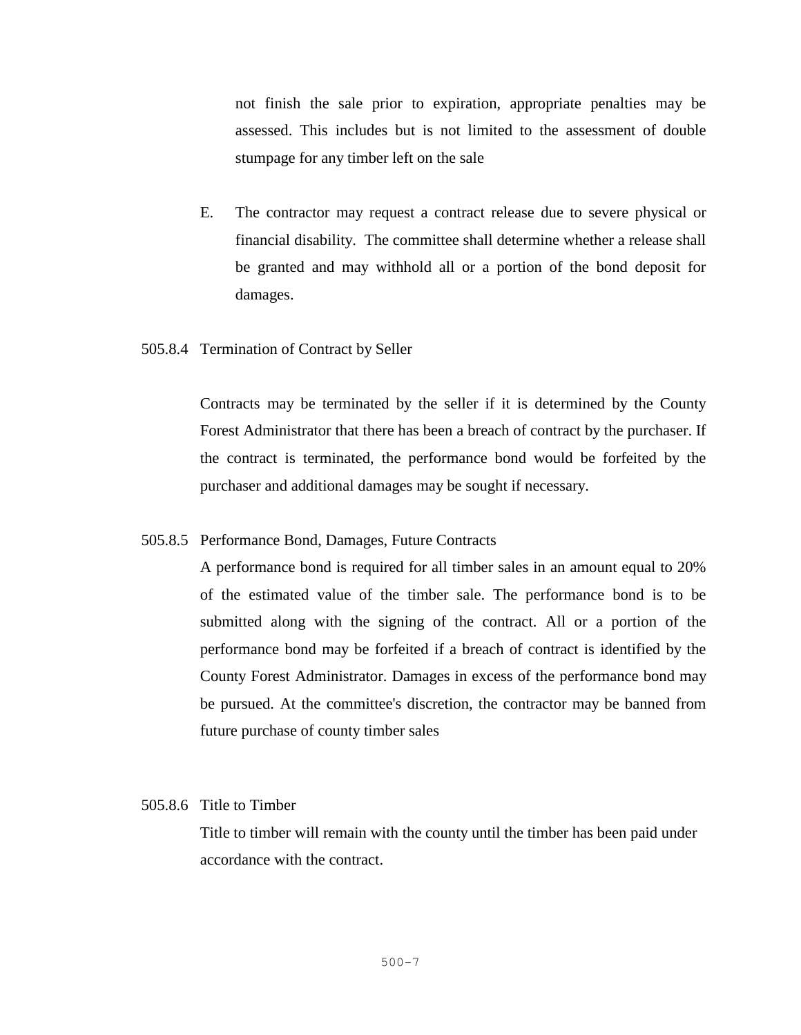not finish the sale prior to expiration, appropriate penalties may be assessed. This includes but is not limited to the assessment of double stumpage for any timber left on the sale

E. The contractor may request a contract release due to severe physical or financial disability. The committee shall determine whether a release shall be granted and may withhold all or a portion of the bond deposit for damages.

### 505.8.4 Termination of Contract by Seller

Contracts may be terminated by the seller if it is determined by the County Forest Administrator that there has been a breach of contract by the purchaser. If the contract is terminated, the performance bond would be forfeited by the purchaser and additional damages may be sought if necessary.

### 505.8.5 Performance Bond, Damages, Future Contracts

A performance bond is required for all timber sales in an amount equal to 20% of the estimated value of the timber sale. The performance bond is to be submitted along with the signing of the contract. All or a portion of the performance bond may be forfeited if a breach of contract is identified by the County Forest Administrator. Damages in excess of the performance bond may be pursued. At the committee's discretion, the contractor may be banned from future purchase of county timber sales

### 505.8.6 Title to Timber

Title to timber will remain with the county until the timber has been paid under accordance with the contract.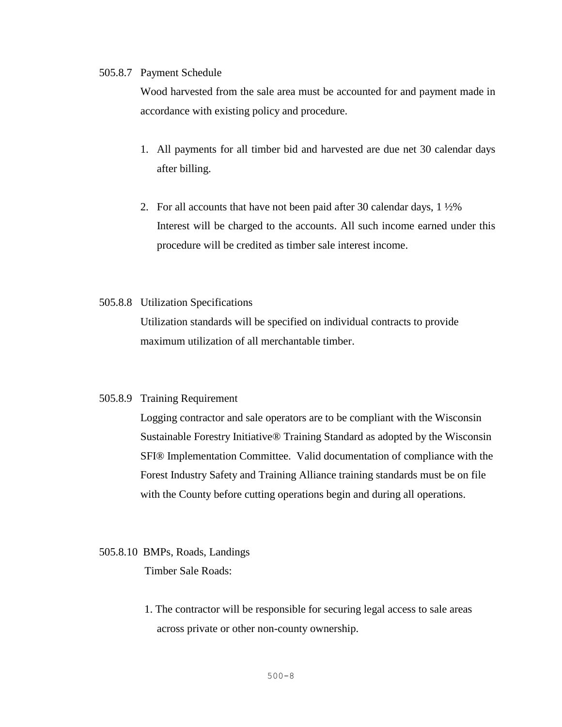505.8.7 Payment Schedule

Wood harvested from the sale area must be accounted for and payment made in accordance with existing policy and procedure.

1. All payments for all timber bid and harvested are due net 30 calendar days after billing.

2. For all accounts that have not been paid after 30 calendar days, 1 ½% Interest will be charged to the accounts. All such income earned under this procedure will be credited as timber sale interest income.

505.8.8 Utilization Specifications

Utilization standards will be specified on individual contracts to provide maximum utilization of all merchantable timber.

505.8.9 Training Requirement

Logging contractor and sale operators are to be compliant with the Wisconsin Sustainable Forestry Initiative® Training Standard as adopted by the Wisconsin SFI® Implementation Committee. Valid documentation of compliance with the Forest Industry Safety and Training Alliance training standards must be on file with the County before cutting operations begin and during all operations.

505.8.10 BMPs, Roads, Landings

Timber Sale Roads:

1. The contractor will be responsible for securing legal access to sale areas across private or other non-county ownership.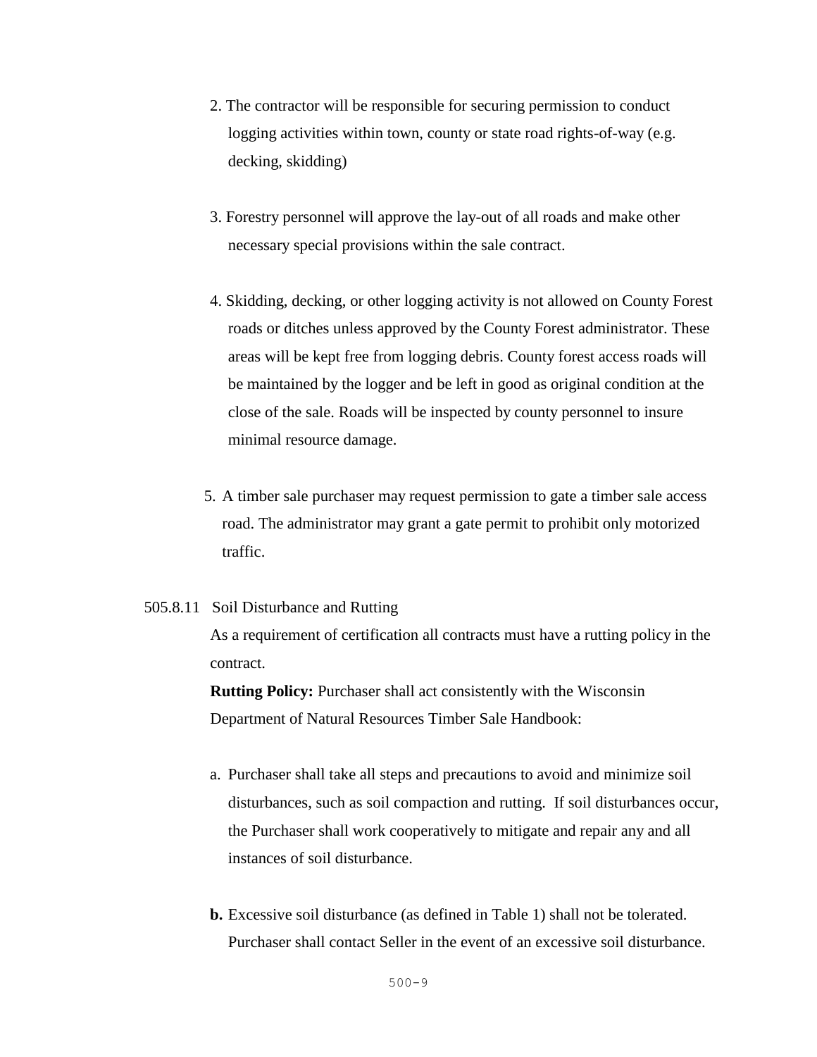2. The contractor will be responsible for securing permission to conduct logging activities within town, county or state road rights-of-way (e.g. decking, skidding)

3. Forestry personnel will approve the lay-out of all roads and make other necessary special provisions within the sale contract.

4. Skidding, decking, or other logging activity is not allowed on County Forest roads or ditches unless approved by the County Forest administrator. These areas will be kept free from logging debris. County forest access roads will be maintained by the logger and be left in good as original condition at the close of the sale. Roads will be inspected by county personnel to insure minimal resource damage.

5. A timber sale purchaser may request permission to gate a timber sale access road. The administrator may grant a gate permit to prohibit only motorized traffic.

505.8.11 Soil Disturbance and Rutting

As a requirement of certification all contracts must have a rutting policy in the contract.

**Rutting Policy:** Purchaser shall act consistently with the Wisconsin Department of Natural Resources Timber Sale Handbook:

a. Purchaser shall take all steps and precautions to avoid and minimize soil disturbances, such as soil compaction and rutting. If soil disturbances occur, the Purchaser shall work cooperatively to mitigate and repair any and all instances of soil disturbance.

**b.** Excessive soil disturbance (as defined in Table 1) shall not be tolerated. Purchaser shall contact Seller in the event of an excessive soil disturbance.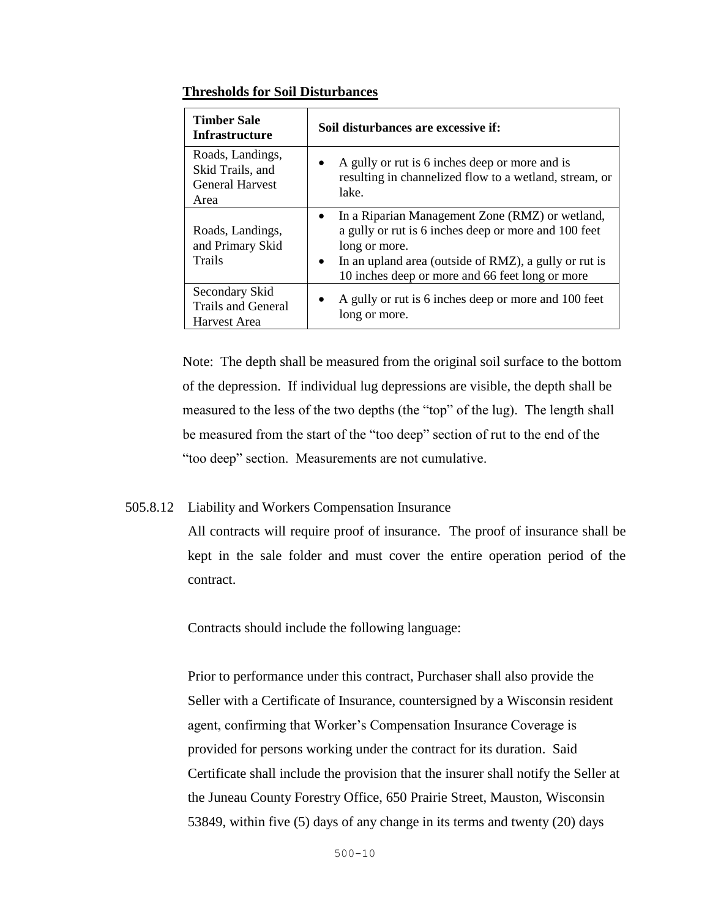**Thresholds for Soil Disturbances**

| Timber Sale Infrastructure | Soil disturbances are excessive if: |
|---|---|
| Roads, Landings, Skid Trails, and General Harvest Area | • A gully or rut is 6 inches deep or more and is resulting in channelized flow to a wetland, stream, or lake. |
| Roads, Landings, and Primary Skid Trails | • In a Riparian Management Zone (RMZ) or wetland, a gully or rut is 6 inches deep or more and 100 feet long or more.<br>• In an upland area (outside of RMZ), a gully or rut is 10 inches deep or more and 66 feet long or more |
| Secondary Skid Trails and General Harvest Area | • A gully or rut is 6 inches deep or more and 100 feet long or more. |

Note: The depth shall be measured from the original soil surface to the bottom of the depression. If individual lug depressions are visible, the depth shall be measured to the less of the two depths (the "top" of the lug). The length shall be measured from the start of the "too deep" section of rut to the end of the "too deep" section. Measurements are not cumulative.

505.8.12 Liability and Workers Compensation Insurance

All contracts will require proof of insurance. The proof of insurance shall be kept in the sale folder and must cover the entire operation period of the contract.

Contracts should include the following language:

Prior to performance under this contract, Purchaser shall also provide the Seller with a Certificate of Insurance, countersigned by a Wisconsin resident agent, confirming that Worker's Compensation Insurance Coverage is provided for persons working under the contract for its duration. Said Certificate shall include the provision that the insurer shall notify the Seller at the Juneau County Forestry Office, 650 Prairie Street, Mauston, Wisconsin 53849, within five (5) days of any change in its terms and twenty (20) days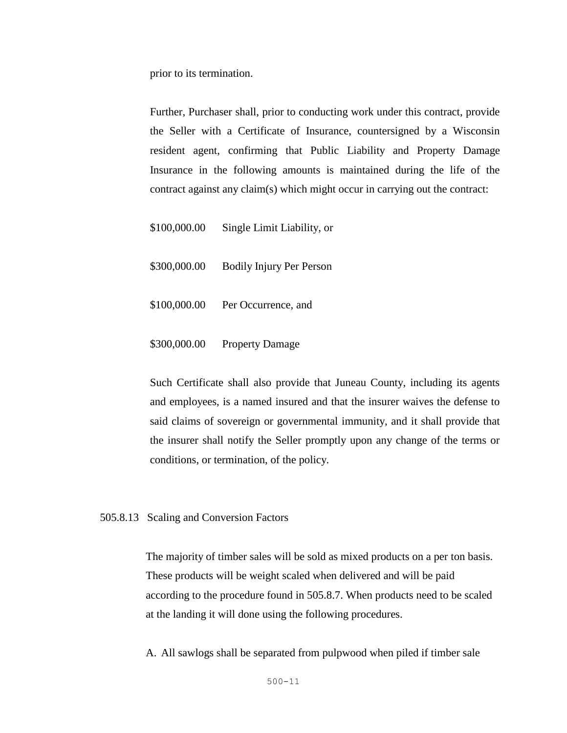prior to its termination.

Further, Purchaser shall, prior to conducting work under this contract, provide the Seller with a Certificate of Insurance, countersigned by a Wisconsin resident agent, confirming that Public Liability and Property Damage Insurance in the following amounts is maintained during the life of the contract against any claim(s) which might occur in carrying out the contract:

$100,000.00 Single Limit Liability, or

$300,000.00 Bodily Injury Per Person

$100,000.00 Per Occurrence, and

$300,000.00 Property Damage

Such Certificate shall also provide that Juneau County, including its agents and employees, is a named insured and that the insurer waives the defense to said claims of sovereign or governmental immunity, and it shall provide that the insurer shall notify the Seller promptly upon any change of the terms or conditions, or termination, of the policy.

505.8.13 Scaling and Conversion Factors

The majority of timber sales will be sold as mixed products on a per ton basis. These products will be weight scaled when delivered and will be paid according to the procedure found in 505.8.7. When products need to be scaled at the landing it will done using the following procedures.

A. All sawlogs shall be separated from pulpwood when piled if timber sale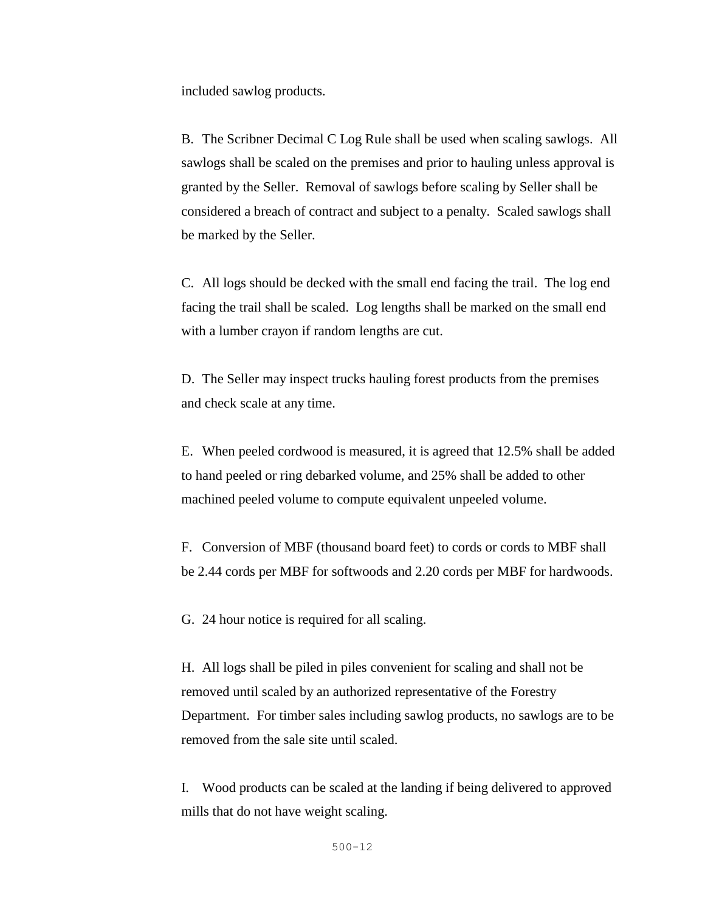included sawlog products.

B. The Scribner Decimal C Log Rule shall be used when scaling sawlogs. All sawlogs shall be scaled on the premises and prior to hauling unless approval is granted by the Seller. Removal of sawlogs before scaling by Seller shall be considered a breach of contract and subject to a penalty. Scaled sawlogs shall be marked by the Seller.

C. All logs should be decked with the small end facing the trail. The log end facing the trail shall be scaled. Log lengths shall be marked on the small end with a lumber crayon if random lengths are cut.

D. The Seller may inspect trucks hauling forest products from the premises and check scale at any time.

E. When peeled cordwood is measured, it is agreed that 12.5% shall be added to hand peeled or ring debarked volume, and 25% shall be added to other machined peeled volume to compute equivalent unpeeled volume.

F. Conversion of MBF (thousand board feet) to cords or cords to MBF shall be 2.44 cords per MBF for softwoods and 2.20 cords per MBF for hardwoods.

G. 24 hour notice is required for all scaling.

H. All logs shall be piled in piles convenient for scaling and shall not be removed until scaled by an authorized representative of the Forestry Department. For timber sales including sawlog products, no sawlogs are to be removed from the sale site until scaled.

I. Wood products can be scaled at the landing if being delivered to approved mills that do not have weight scaling.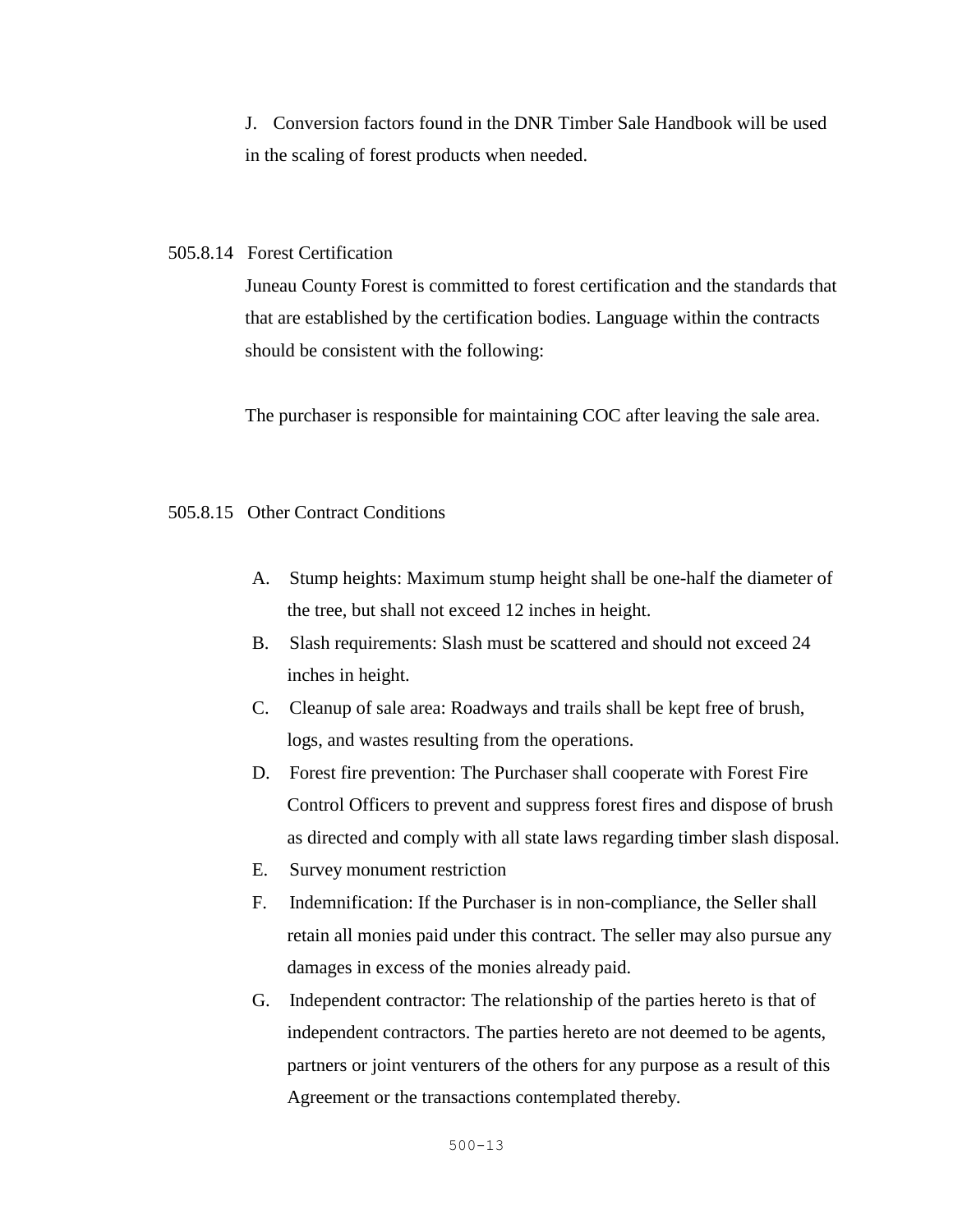J. Conversion factors found in the DNR Timber Sale Handbook will be used in the scaling of forest products when needed.

505.8.14 Forest Certification

Juneau County Forest is committed to forest certification and the standards that that are established by the certification bodies. Language within the contracts should be consistent with the following:

The purchaser is responsible for maintaining COC after leaving the sale area.

505.8.15 Other Contract Conditions

A. Stump heights: Maximum stump height shall be one-half the diameter of the tree, but shall not exceed 12 inches in height.
B. Slash requirements: Slash must be scattered and should not exceed 24 inches in height.
C. Cleanup of sale area: Roadways and trails shall be kept free of brush, logs, and wastes resulting from the operations.
D. Forest fire prevention: The Purchaser shall cooperate with Forest Fire Control Officers to prevent and suppress forest fires and dispose of brush as directed and comply with all state laws regarding timber slash disposal.
E. Survey monument restriction
F. Indemnification: If the Purchaser is in non-compliance, the Seller shall retain all monies paid under this contract. The seller may also pursue any damages in excess of the monies already paid.
G. Independent contractor: The relationship of the parties hereto is that of independent contractors. The parties hereto are not deemed to be agents, partners or joint venturers of the others for any purpose as a result of this Agreement or the transactions contemplated thereby.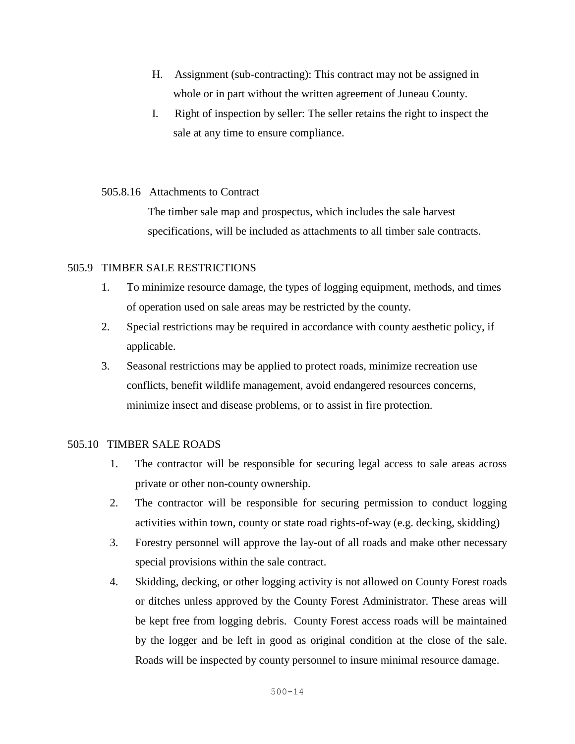H. Assignment (sub-contracting): This contract may not be assigned in whole or in part without the written agreement of Juneau County.

I. Right of inspection by seller: The seller retains the right to inspect the sale at any time to ensure compliance.

#### 505.8.16 Attachments to Contract

The timber sale map and prospectus, which includes the sale harvest specifications, will be included as attachments to all timber sale contracts.

### 505.9 TIMBER SALE RESTRICTIONS

1. To minimize resource damage, the types of logging equipment, methods, and times of operation used on sale areas may be restricted by the county.
2. Special restrictions may be required in accordance with county aesthetic policy, if applicable.
3. Seasonal restrictions may be applied to protect roads, minimize recreation use conflicts, benefit wildlife management, avoid endangered resources concerns, minimize insect and disease problems, or to assist in fire protection.

### 505.10 TIMBER SALE ROADS

1. The contractor will be responsible for securing legal access to sale areas across private or other non-county ownership.
2. The contractor will be responsible for securing permission to conduct logging activities within town, county or state road rights-of-way (e.g. decking, skidding)
3. Forestry personnel will approve the lay-out of all roads and make other necessary special provisions within the sale contract.
4. Skidding, decking, or other logging activity is not allowed on County Forest roads or ditches unless approved by the County Forest Administrator. These areas will be kept free from logging debris. County Forest access roads will be maintained by the logger and be left in good as original condition at the close of the sale. Roads will be inspected by county personnel to insure minimal resource damage.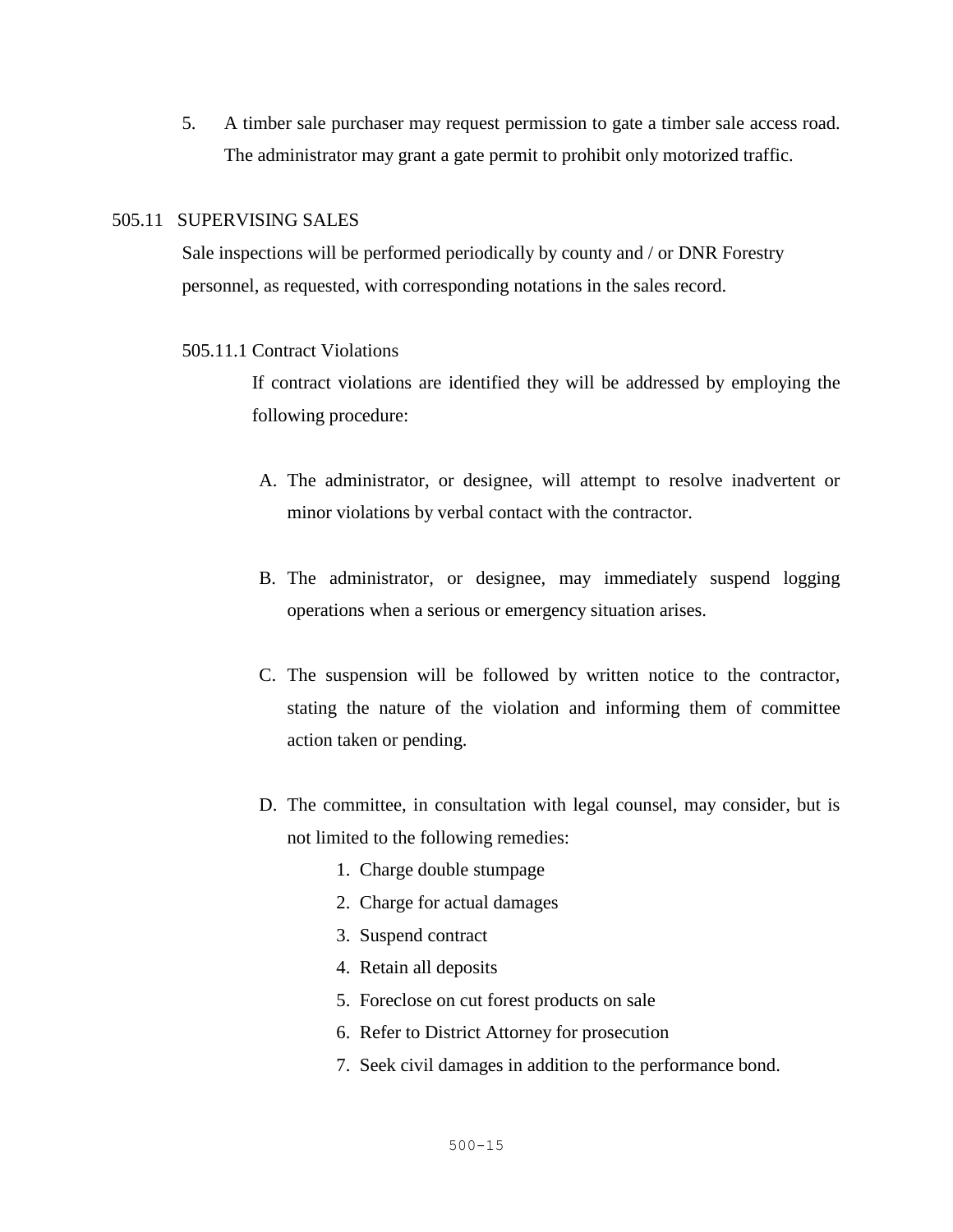5. A timber sale purchaser may request permission to gate a timber sale access road. The administrator may grant a gate permit to prohibit only motorized traffic.

## 505.11 SUPERVISING SALES

Sale inspections will be performed periodically by county and / or DNR Forestry personnel, as requested, with corresponding notations in the sales record.

### 505.11.1 Contract Violations

If contract violations are identified they will be addressed by employing the following procedure:

A. The administrator, or designee, will attempt to resolve inadvertent or minor violations by verbal contact with the contractor.

B. The administrator, or designee, may immediately suspend logging operations when a serious or emergency situation arises.

C. The suspension will be followed by written notice to the contractor, stating the nature of the violation and informing them of committee action taken or pending.

D. The committee, in consultation with legal counsel, may consider, but is not limited to the following remedies:
   1. Charge double stumpage
   2. Charge for actual damages
   3. Suspend contract
   4. Retain all deposits
   5. Foreclose on cut forest products on sale
   6. Refer to District Attorney for prosecution
   7. Seek civil damages in addition to the performance bond.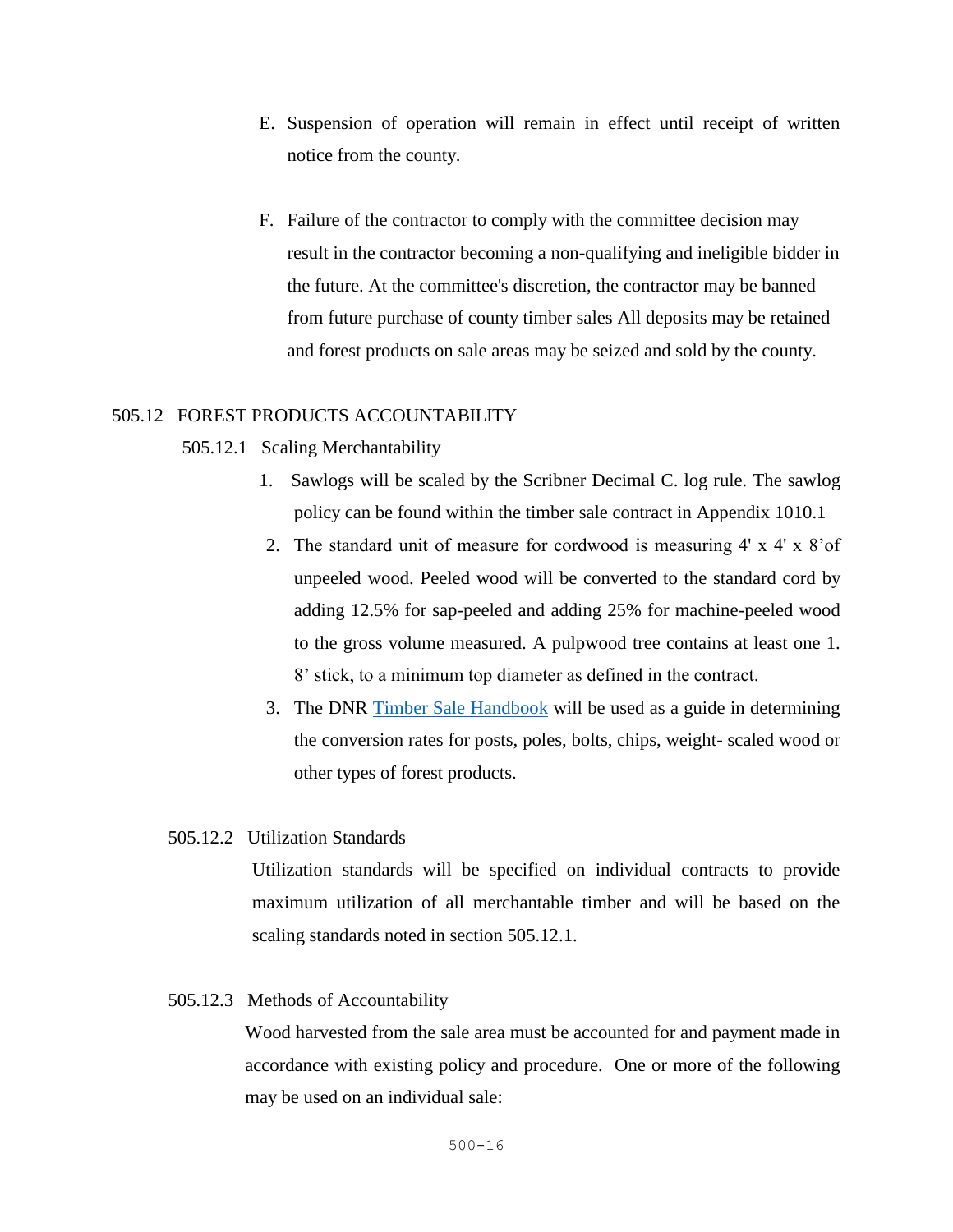E. Suspension of operation will remain in effect until receipt of written notice from the county.

F. Failure of the contractor to comply with the committee decision may result in the contractor becoming a non-qualifying and ineligible bidder in the future. At the committee's discretion, the contractor may be banned from future purchase of county timber sales All deposits may be retained and forest products on sale areas may be seized and sold by the county.

## 505.12 FOREST PRODUCTS ACCOUNTABILITY

### 505.12.1 Scaling Merchantability

1. Sawlogs will be scaled by the Scribner Decimal C. log rule. The sawlog policy can be found within the timber sale contract in Appendix 1010.1
2. The standard unit of measure for cordwood is measuring 4' x 4' x 8'of unpeeled wood. Peeled wood will be converted to the standard cord by adding 12.5% for sap-peeled and adding 25% for machine-peeled wood to the gross volume measured. A pulpwood tree contains at least one 1. 8' stick, to a minimum top diameter as defined in the contract.
3. The DNR [Timber Sale Handbook]() will be used as a guide in determining the conversion rates for posts, poles, bolts, chips, weight- scaled wood or other types of forest products.

### 505.12.2 Utilization Standards

Utilization standards will be specified on individual contracts to provide maximum utilization of all merchantable timber and will be based on the scaling standards noted in section 505.12.1.

### 505.12.3 Methods of Accountability

Wood harvested from the sale area must be accounted for and payment made in accordance with existing policy and procedure. One or more of the following may be used on an individual sale: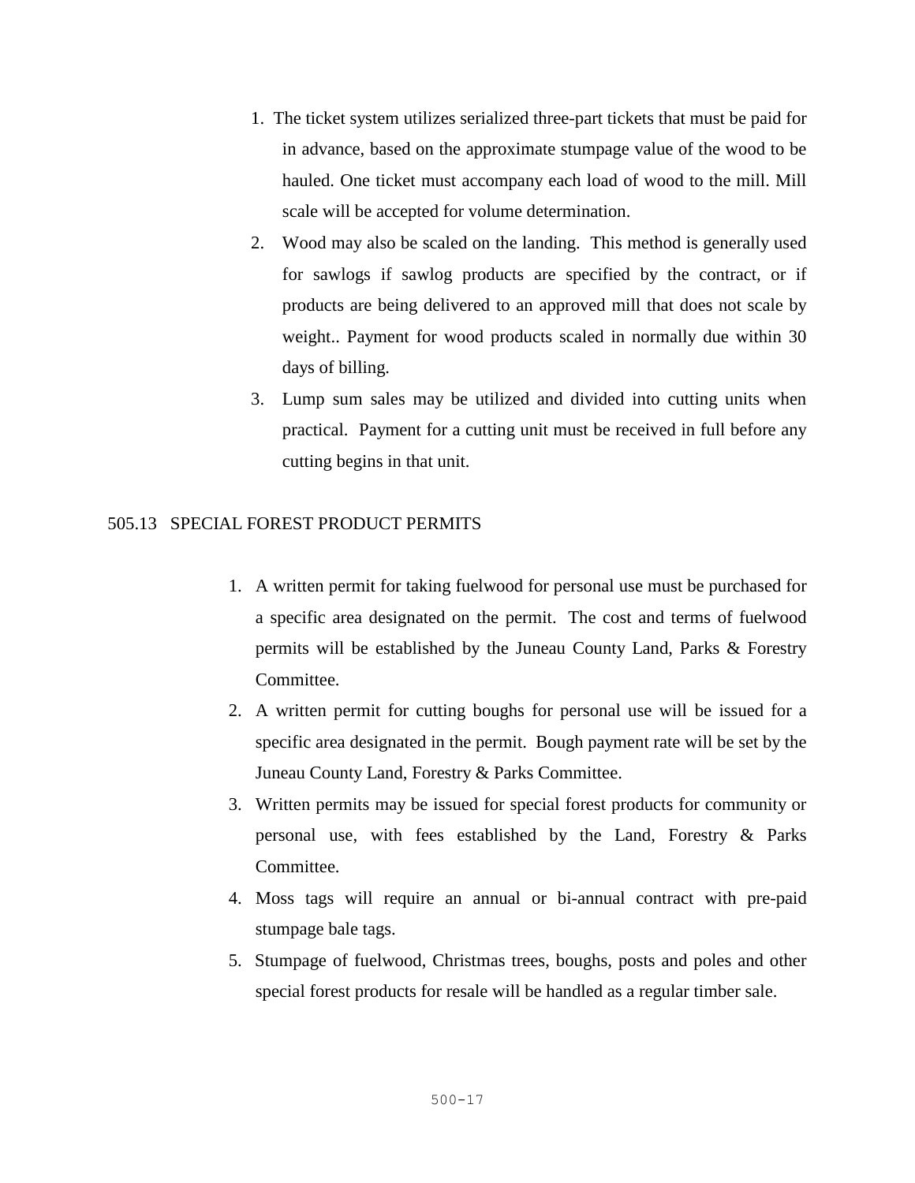1. The ticket system utilizes serialized three-part tickets that must be paid for in advance, based on the approximate stumpage value of the wood to be hauled. One ticket must accompany each load of wood to the mill. Mill scale will be accepted for volume determination.
2. Wood may also be scaled on the landing. This method is generally used for sawlogs if sawlog products are specified by the contract, or if products are being delivered to an approved mill that does not scale by weight.. Payment for wood products scaled in normally due within 30 days of billing.
3. Lump sum sales may be utilized and divided into cutting units when practical. Payment for a cutting unit must be received in full before any cutting begins in that unit.

## 505.13 SPECIAL FOREST PRODUCT PERMITS

1. A written permit for taking fuelwood for personal use must be purchased for a specific area designated on the permit. The cost and terms of fuelwood permits will be established by the Juneau County Land, Parks & Forestry Committee.
2. A written permit for cutting boughs for personal use will be issued for a specific area designated in the permit. Bough payment rate will be set by the Juneau County Land, Forestry & Parks Committee.
3. Written permits may be issued for special forest products for community or personal use, with fees established by the Land, Forestry & Parks Committee.
4. Moss tags will require an annual or bi-annual contract with pre-paid stumpage bale tags.
5. Stumpage of fuelwood, Christmas trees, boughs, posts and poles and other special forest products for resale will be handled as a regular timber sale.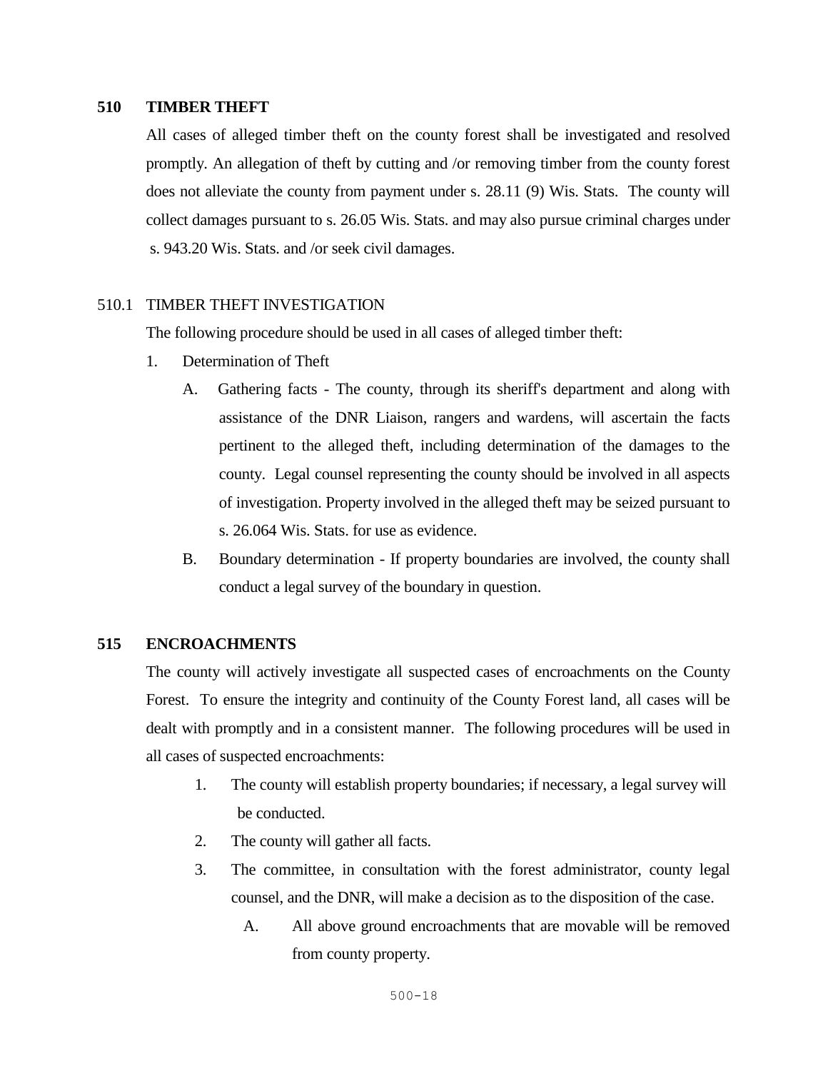## 510 TIMBER THEFT

All cases of alleged timber theft on the county forest shall be investigated and resolved promptly. An allegation of theft by cutting and /or removing timber from the county forest does not alleviate the county from payment under s. 28.11 (9) Wis. Stats. The county will collect damages pursuant to s. 26.05 Wis. Stats. and may also pursue criminal charges under s. 943.20 Wis. Stats. and /or seek civil damages.

### 510.1 TIMBER THEFT INVESTIGATION

The following procedure should be used in all cases of alleged timber theft:

1. Determination of Theft
   - A. Gathering facts - The county, through its sheriff's department and along with assistance of the DNR Liaison, rangers and wardens, will ascertain the facts pertinent to the alleged theft, including determination of the damages to the county. Legal counsel representing the county should be involved in all aspects of investigation. Property involved in the alleged theft may be seized pursuant to s. 26.064 Wis. Stats. for use as evidence.
   - B. Boundary determination - If property boundaries are involved, the county shall conduct a legal survey of the boundary in question.

## 515 ENCROACHMENTS

The county will actively investigate all suspected cases of encroachments on the County Forest. To ensure the integrity and continuity of the County Forest land, all cases will be dealt with promptly and in a consistent manner. The following procedures will be used in all cases of suspected encroachments:

1. The county will establish property boundaries; if necessary, a legal survey will be conducted.
2. The county will gather all facts.
3. The committee, in consultation with the forest administrator, county legal counsel, and the DNR, will make a decision as to the disposition of the case.
   - A. All above ground encroachments that are movable will be removed from county property.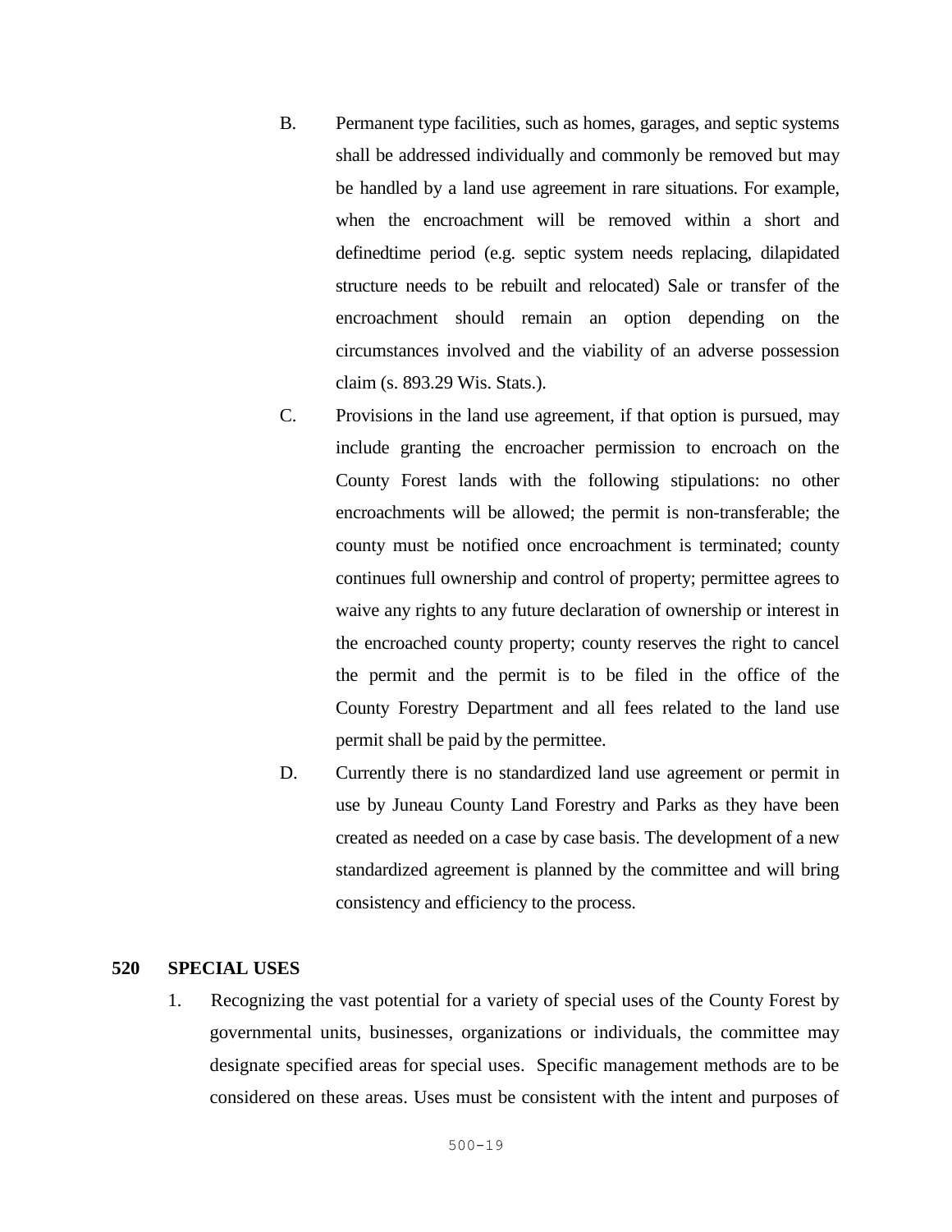B. Permanent type facilities, such as homes, garages, and septic systems shall be addressed individually and commonly be removed but may be handled by a land use agreement in rare situations. For example, when the encroachment will be removed within a short and definedtime period (e.g. septic system needs replacing, dilapidated structure needs to be rebuilt and relocated) Sale or transfer of the encroachment should remain an option depending on the circumstances involved and the viability of an adverse possession claim (s. 893.29 Wis. Stats.).

C. Provisions in the land use agreement, if that option is pursued, may include granting the encroacher permission to encroach on the County Forest lands with the following stipulations: no other encroachments will be allowed; the permit is non-transferable; the county must be notified once encroachment is terminated; county continues full ownership and control of property; permittee agrees to waive any rights to any future declaration of ownership or interest in the encroached county property; county reserves the right to cancel the permit and the permit is to be filed in the office of the County Forestry Department and all fees related to the land use permit shall be paid by the permittee.

D. Currently there is no standardized land use agreement or permit in use by Juneau County Land Forestry and Parks as they have been created as needed on a case by case basis. The development of a new standardized agreement is planned by the committee and will bring consistency and efficiency to the process.

## 520 SPECIAL USES

1. Recognizing the vast potential for a variety of special uses of the County Forest by governmental units, businesses, organizations or individuals, the committee may designate specified areas for special uses. Specific management methods are to be considered on these areas. Uses must be consistent with the intent and purposes of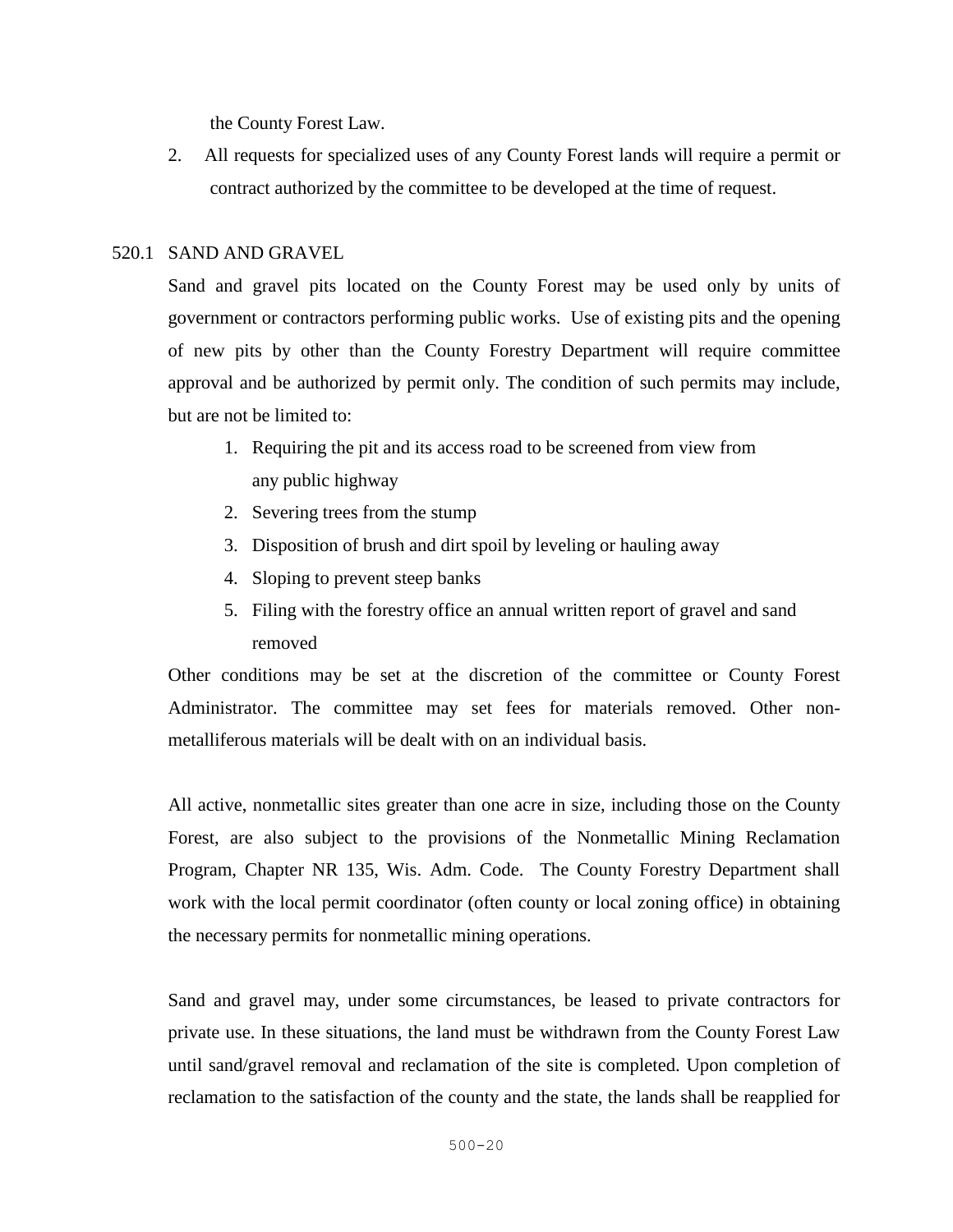the County Forest Law.

2. All requests for specialized uses of any County Forest lands will require a permit or contract authorized by the committee to be developed at the time of request.

### 520.1 SAND AND GRAVEL

Sand and gravel pits located on the County Forest may be used only by units of government or contractors performing public works. Use of existing pits and the opening of new pits by other than the County Forestry Department will require committee approval and be authorized by permit only. The condition of such permits may include, but are not be limited to:

1. Requiring the pit and its access road to be screened from view from any public highway
2. Severing trees from the stump
3. Disposition of brush and dirt spoil by leveling or hauling away
4. Sloping to prevent steep banks
5. Filing with the forestry office an annual written report of gravel and sand removed

Other conditions may be set at the discretion of the committee or County Forest Administrator. The committee may set fees for materials removed. Other non-metalliferous materials will be dealt with on an individual basis.

All active, nonmetallic sites greater than one acre in size, including those on the County Forest, are also subject to the provisions of the Nonmetallic Mining Reclamation Program, Chapter NR 135, Wis. Adm. Code. The County Forestry Department shall work with the local permit coordinator (often county or local zoning office) in obtaining the necessary permits for nonmetallic mining operations.

Sand and gravel may, under some circumstances, be leased to private contractors for private use. In these situations, the land must be withdrawn from the County Forest Law until sand/gravel removal and reclamation of the site is completed. Upon completion of reclamation to the satisfaction of the county and the state, the lands shall be reapplied for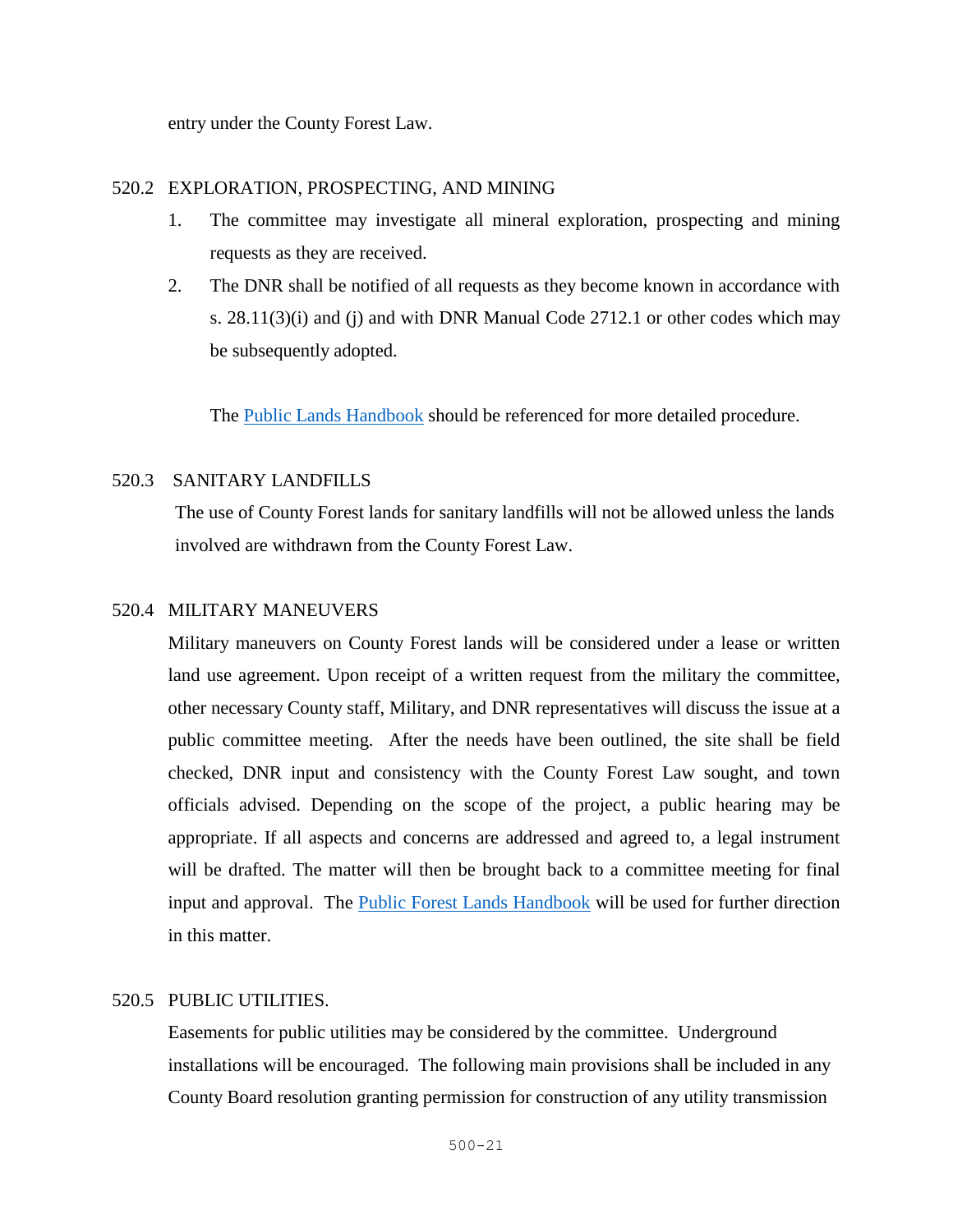entry under the County Forest Law.

## 520.2 EXPLORATION, PROSPECTING, AND MINING

1. The committee may investigate all mineral exploration, prospecting and mining requests as they are received.
2. The DNR shall be notified of all requests as they become known in accordance with s. 28.11(3)(i) and (j) and with DNR Manual Code 2712.1 or other codes which may be subsequently adopted.

The Public Lands Handbook should be referenced for more detailed procedure.

## 520.3 SANITARY LANDFILLS

The use of County Forest lands for sanitary landfills will not be allowed unless the lands involved are withdrawn from the County Forest Law.

## 520.4 MILITARY MANEUVERS

Military maneuvers on County Forest lands will be considered under a lease or written land use agreement. Upon receipt of a written request from the military the committee, other necessary County staff, Military, and DNR representatives will discuss the issue at a public committee meeting. After the needs have been outlined, the site shall be field checked, DNR input and consistency with the County Forest Law sought, and town officials advised. Depending on the scope of the project, a public hearing may be appropriate. If all aspects and concerns are addressed and agreed to, a legal instrument will be drafted. The matter will then be brought back to a committee meeting for final input and approval. The Public Forest Lands Handbook will be used for further direction in this matter.

## 520.5 PUBLIC UTILITIES.

Easements for public utilities may be considered by the committee. Underground installations will be encouraged. The following main provisions shall be included in any County Board resolution granting permission for construction of any utility transmission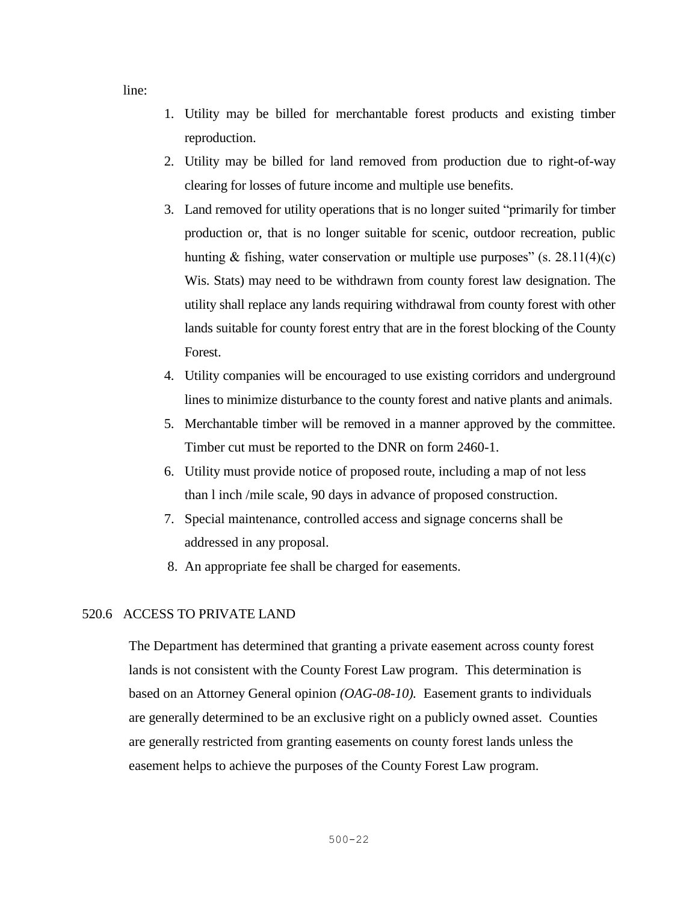line:

1. Utility may be billed for merchantable forest products and existing timber reproduction.
2. Utility may be billed for land removed from production due to right-of-way clearing for losses of future income and multiple use benefits.
3. Land removed for utility operations that is no longer suited "primarily for timber production or, that is no longer suitable for scenic, outdoor recreation, public hunting & fishing, water conservation or multiple use purposes" (s. 28.11(4)(c) Wis. Stats) may need to be withdrawn from county forest law designation. The utility shall replace any lands requiring withdrawal from county forest with other lands suitable for county forest entry that are in the forest blocking of the County Forest.
4. Utility companies will be encouraged to use existing corridors and underground lines to minimize disturbance to the county forest and native plants and animals.
5. Merchantable timber will be removed in a manner approved by the committee. Timber cut must be reported to the DNR on form 2460-1.
6. Utility must provide notice of proposed route, including a map of not less than l inch /mile scale, 90 days in advance of proposed construction.
7. Special maintenance, controlled access and signage concerns shall be addressed in any proposal.
8. An appropriate fee shall be charged for easements.

## 520.6 ACCESS TO PRIVATE LAND

The Department has determined that granting a private easement across county forest lands is not consistent with the County Forest Law program. This determination is based on an Attorney General opinion *(OAG-08-10).* Easement grants to individuals are generally determined to be an exclusive right on a publicly owned asset. Counties are generally restricted from granting easements on county forest lands unless the easement helps to achieve the purposes of the County Forest Law program.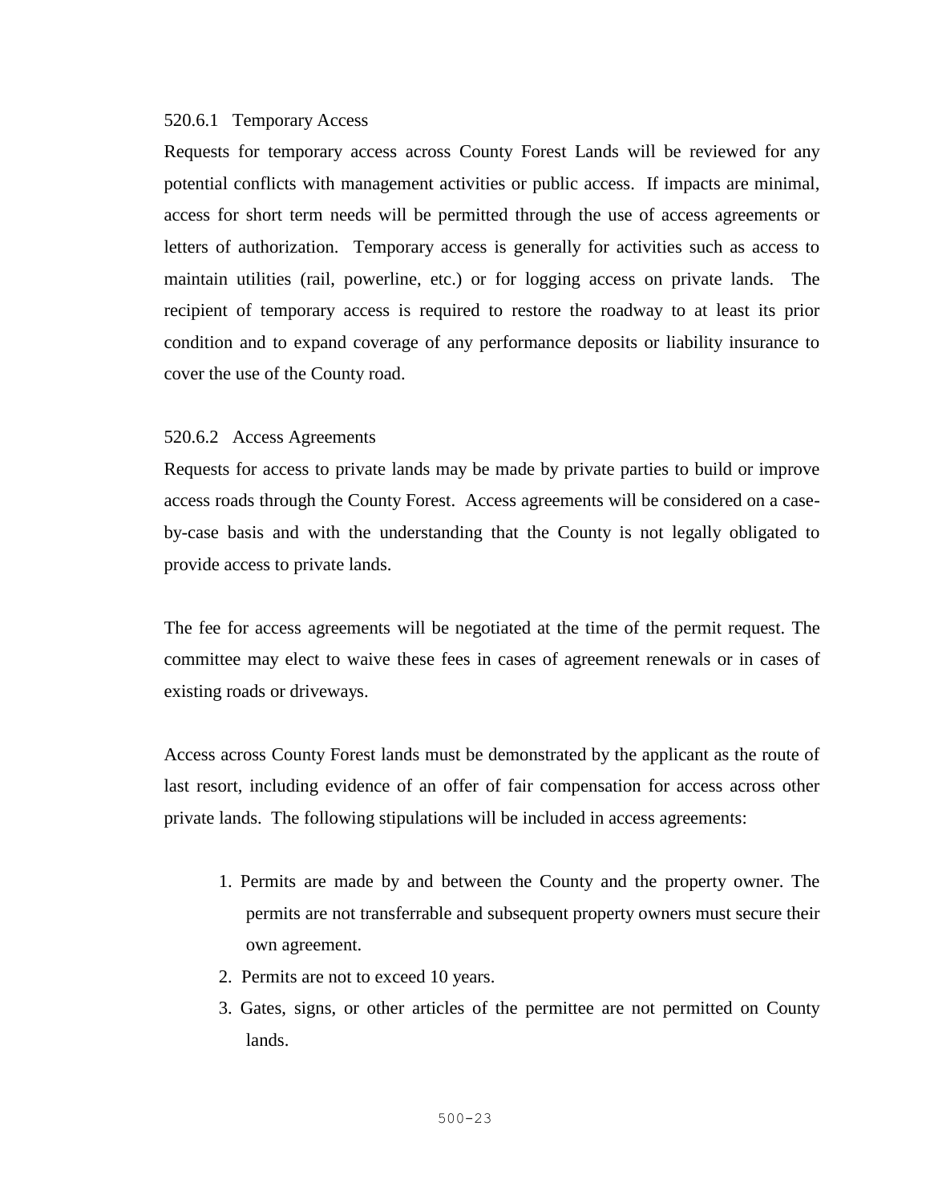#### 520.6.1 Temporary Access

Requests for temporary access across County Forest Lands will be reviewed for any potential conflicts with management activities or public access. If impacts are minimal, access for short term needs will be permitted through the use of access agreements or letters of authorization. Temporary access is generally for activities such as access to maintain utilities (rail, powerline, etc.) or for logging access on private lands. The recipient of temporary access is required to restore the roadway to at least its prior condition and to expand coverage of any performance deposits or liability insurance to cover the use of the County road.

#### 520.6.2 Access Agreements

Requests for access to private lands may be made by private parties to build or improve access roads through the County Forest. Access agreements will be considered on a case-by-case basis and with the understanding that the County is not legally obligated to provide access to private lands.

The fee for access agreements will be negotiated at the time of the permit request. The committee may elect to waive these fees in cases of agreement renewals or in cases of existing roads or driveways.

Access across County Forest lands must be demonstrated by the applicant as the route of last resort, including evidence of an offer of fair compensation for access across other private lands. The following stipulations will be included in access agreements:

1. Permits are made by and between the County and the property owner. The permits are not transferrable and subsequent property owners must secure their own agreement.
2. Permits are not to exceed 10 years.
3. Gates, signs, or other articles of the permittee are not permitted on County lands.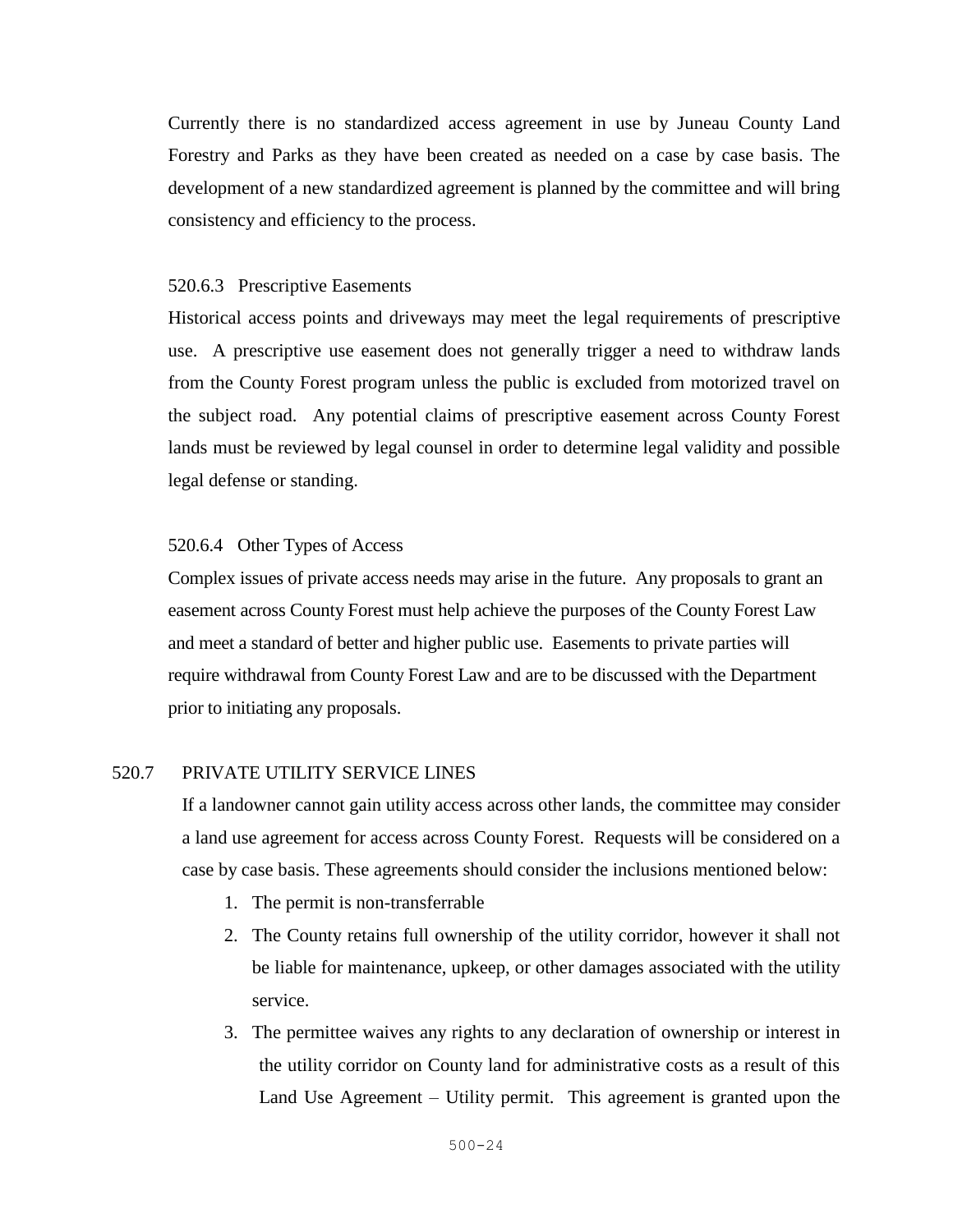Currently there is no standardized access agreement in use by Juneau County Land Forestry and Parks as they have been created as needed on a case by case basis. The development of a new standardized agreement is planned by the committee and will bring consistency and efficiency to the process.

#### 520.6.3 Prescriptive Easements

Historical access points and driveways may meet the legal requirements of prescriptive use. A prescriptive use easement does not generally trigger a need to withdraw lands from the County Forest program unless the public is excluded from motorized travel on the subject road. Any potential claims of prescriptive easement across County Forest lands must be reviewed by legal counsel in order to determine legal validity and possible legal defense or standing.

#### 520.6.4 Other Types of Access

Complex issues of private access needs may arise in the future. Any proposals to grant an easement across County Forest must help achieve the purposes of the County Forest Law and meet a standard of better and higher public use. Easements to private parties will require withdrawal from County Forest Law and are to be discussed with the Department prior to initiating any proposals.

### 520.7 PRIVATE UTILITY SERVICE LINES

If a landowner cannot gain utility access across other lands, the committee may consider a land use agreement for access across County Forest. Requests will be considered on a case by case basis. These agreements should consider the inclusions mentioned below:

1. The permit is non-transferrable
2. The County retains full ownership of the utility corridor, however it shall not be liable for maintenance, upkeep, or other damages associated with the utility service.
3. The permittee waives any rights to any declaration of ownership or interest in the utility corridor on County land for administrative costs as a result of this Land Use Agreement – Utility permit. This agreement is granted upon the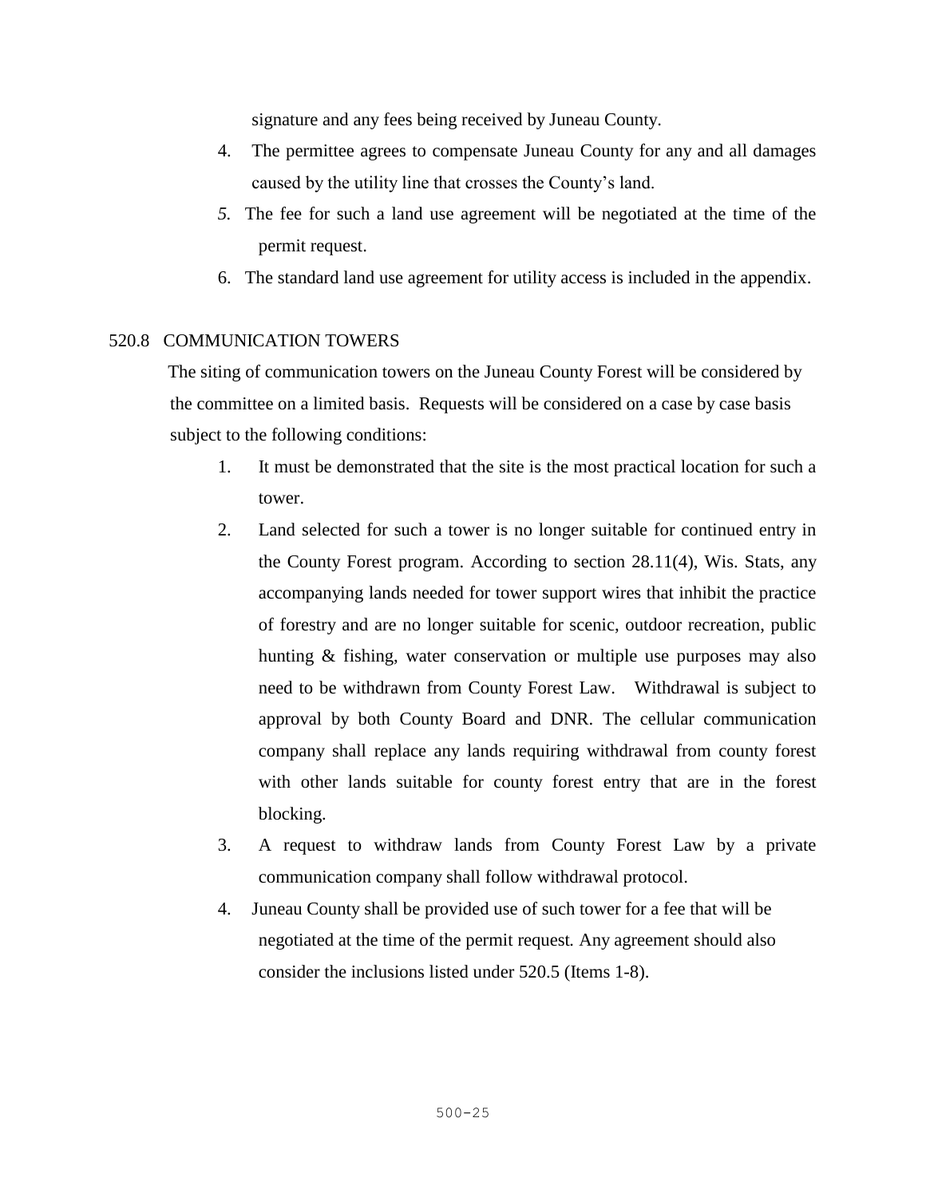signature and any fees being received by Juneau County.

4. The permittee agrees to compensate Juneau County for any and all damages caused by the utility line that crosses the County's land.
5. The fee for such a land use agreement will be negotiated at the time of the permit request.
6. The standard land use agreement for utility access is included in the appendix.

520.8 COMMUNICATION TOWERS

The siting of communication towers on the Juneau County Forest will be considered by the committee on a limited basis. Requests will be considered on a case by case basis subject to the following conditions:

1. It must be demonstrated that the site is the most practical location for such a tower.
2. Land selected for such a tower is no longer suitable for continued entry in the County Forest program. According to section 28.11(4), Wis. Stats, any accompanying lands needed for tower support wires that inhibit the practice of forestry and are no longer suitable for scenic, outdoor recreation, public hunting & fishing, water conservation or multiple use purposes may also need to be withdrawn from County Forest Law. Withdrawal is subject to approval by both County Board and DNR. The cellular communication company shall replace any lands requiring withdrawal from county forest with other lands suitable for county forest entry that are in the forest blocking.
3. A request to withdraw lands from County Forest Law by a private communication company shall follow withdrawal protocol.
4. Juneau County shall be provided use of such tower for a fee that will be negotiated at the time of the permit request. Any agreement should also consider the inclusions listed under 520.5 (Items 1-8).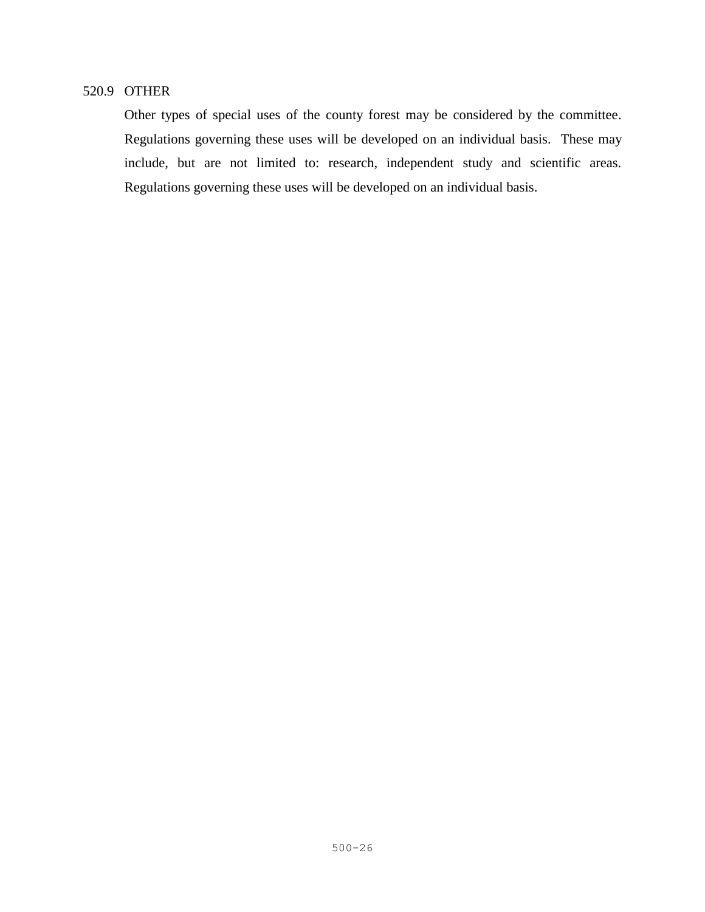## 520.9 OTHER

Other types of special uses of the county forest may be considered by the committee. Regulations governing these uses will be developed on an individual basis. These may include, but are not limited to: research, independent study and scientific areas. Regulations governing these uses will be developed on an individual basis.